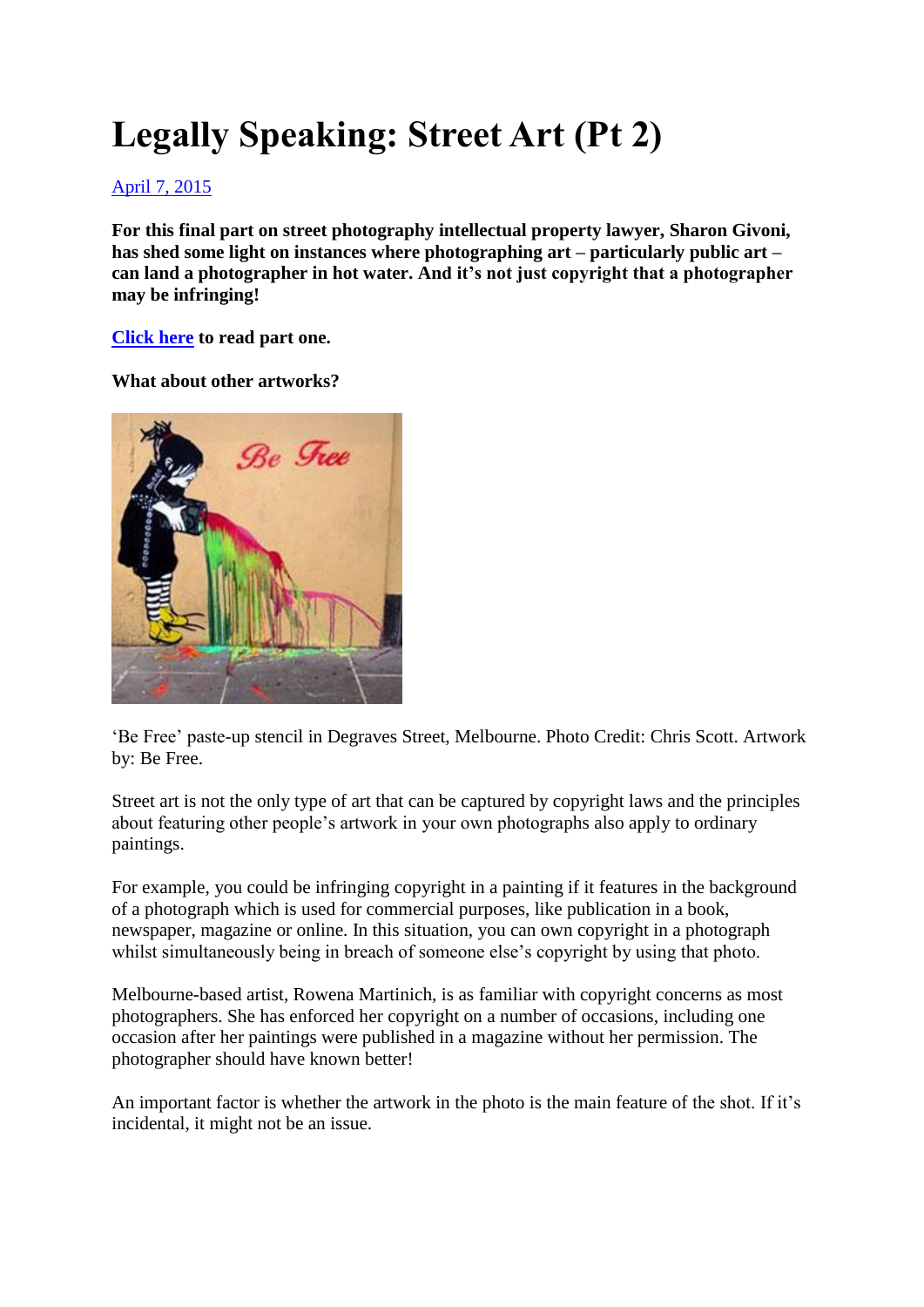# Legally Speaking: Street Art (Pt 2)

April 7, 2015

**For this final part on street photography intellectual property lawyer, Sharon Givoni, has shed some light on instances where photographing art – particularly public art – can land a photographer in hot water. And it's not just copyright that a photographer may be infringing!**

**Click here to read part one.**

**What about other artworks?**

'Be Free' paste-up stencil in Degraves Street, Melbourne. Photo Credit: Chris Scott. Artwork by: Be Free.

Street art is not the only type of art that can be captured by copyright laws and the principles about featuring other people's artwork in your own photographs also apply to ordinary paintings.

For example, you could be infringing copyright in a painting if it features in the background of a photograph which is used for commercial purposes, like publication in a book, newspaper, magazine or online. In this situation, you can own copyright in a photograph whilst simultaneously being in breach of someone else's copyright by using that photo.

Melbourne-based artist, Rowena Martinich, is as familiar with copyright concerns as most photographers. She has enforced her copyright on a number of occasions, including one occasion after her paintings were published in a magazine without her permission. The photographer should have known better!

An important factor is whether the artwork in the photo is the main feature of the shot. If it's incidental, it might not be an issue.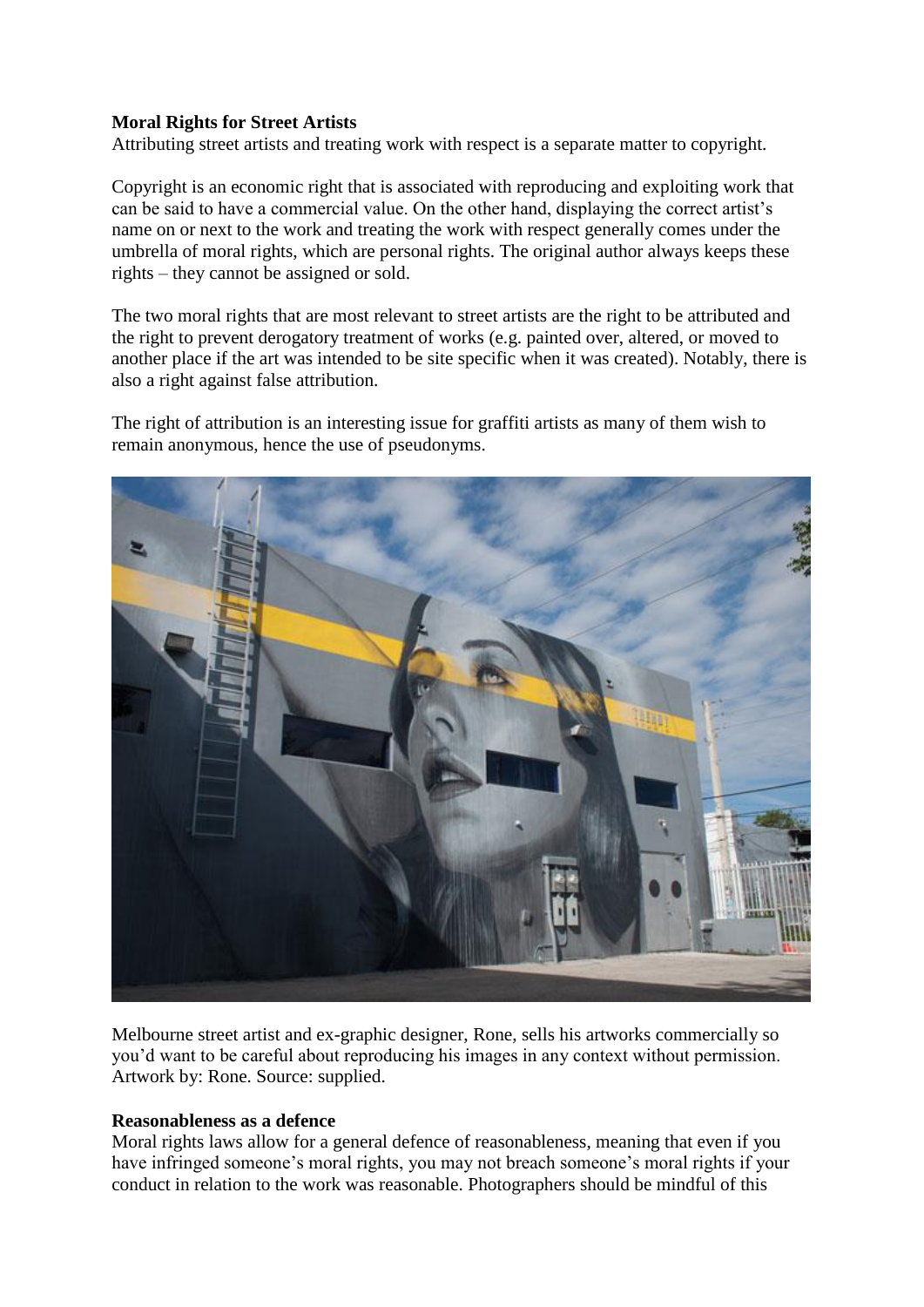**Moral Rights for Street Artists**

Attributing street artists and treating work with respect is a separate matter to copyright.

Copyright is an economic right that is associated with reproducing and exploiting work that can be said to have a commercial value. On the other hand, displaying the correct artist's name on or next to the work and treating the work with respect generally comes under the umbrella of moral rights, which are personal rights. The original author always keeps these rights – they cannot be assigned or sold.

The two moral rights that are most relevant to street artists are the right to be attributed and the right to prevent derogatory treatment of works (e.g. painted over, altered, or moved to another place if the art was intended to be site specific when it was created). Notably, there is also a right against false attribution.

The right of attribution is an interesting issue for graffiti artists as many of them wish to remain anonymous, hence the use of pseudonyms.

Melbourne street artist and ex-graphic designer, Rone, sells his artworks commercially so you'd want to be careful about reproducing his images in any context without permission. Artwork by: Rone. Source: supplied.

**Reasonableness as a defence**

Moral rights laws allow for a general defence of reasonableness, meaning that even if you have infringed someone's moral rights, you may not breach someone's moral rights if your conduct in relation to the work was reasonable. Photographers should be mindful of this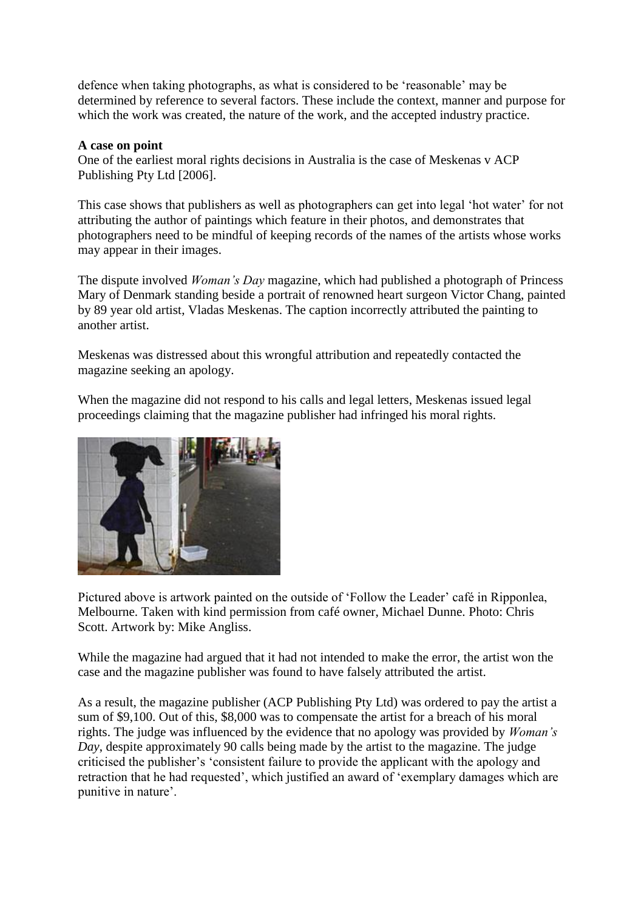defence when taking photographs, as what is considered to be 'reasonable' may be determined by reference to several factors. These include the context, manner and purpose for which the work was created, the nature of the work, and the accepted industry practice.

**A case on point**

One of the earliest moral rights decisions in Australia is the case of Meskenas v ACP Publishing Pty Ltd [2006].

This case shows that publishers as well as photographers can get into legal 'hot water' for not attributing the author of paintings which feature in their photos, and demonstrates that photographers need to be mindful of keeping records of the names of the artists whose works may appear in their images.

The dispute involved *Woman's Day* magazine, which had published a photograph of Princess Mary of Denmark standing beside a portrait of renowned heart surgeon Victor Chang, painted by 89 year old artist, Vladas Meskenas. The caption incorrectly attributed the painting to another artist.

Meskenas was distressed about this wrongful attribution and repeatedly contacted the magazine seeking an apology.

When the magazine did not respond to his calls and legal letters, Meskenas issued legal proceedings claiming that the magazine publisher had infringed his moral rights.

Pictured above is artwork painted on the outside of 'Follow the Leader' café in Ripponlea, Melbourne. Taken with kind permission from café owner, Michael Dunne. Photo: Chris Scott. Artwork by: Mike Angliss.

While the magazine had argued that it had not intended to make the error, the artist won the case and the magazine publisher was found to have falsely attributed the artist.

As a result, the magazine publisher (ACP Publishing Pty Ltd) was ordered to pay the artist a sum of $9,100. Out of this, $8,000 was to compensate the artist for a breach of his moral rights. The judge was influenced by the evidence that no apology was provided by *Woman's Day*, despite approximately 90 calls being made by the artist to the magazine. The judge criticised the publisher's 'consistent failure to provide the applicant with the apology and retraction that he had requested', which justified an award of 'exemplary damages which are punitive in nature'.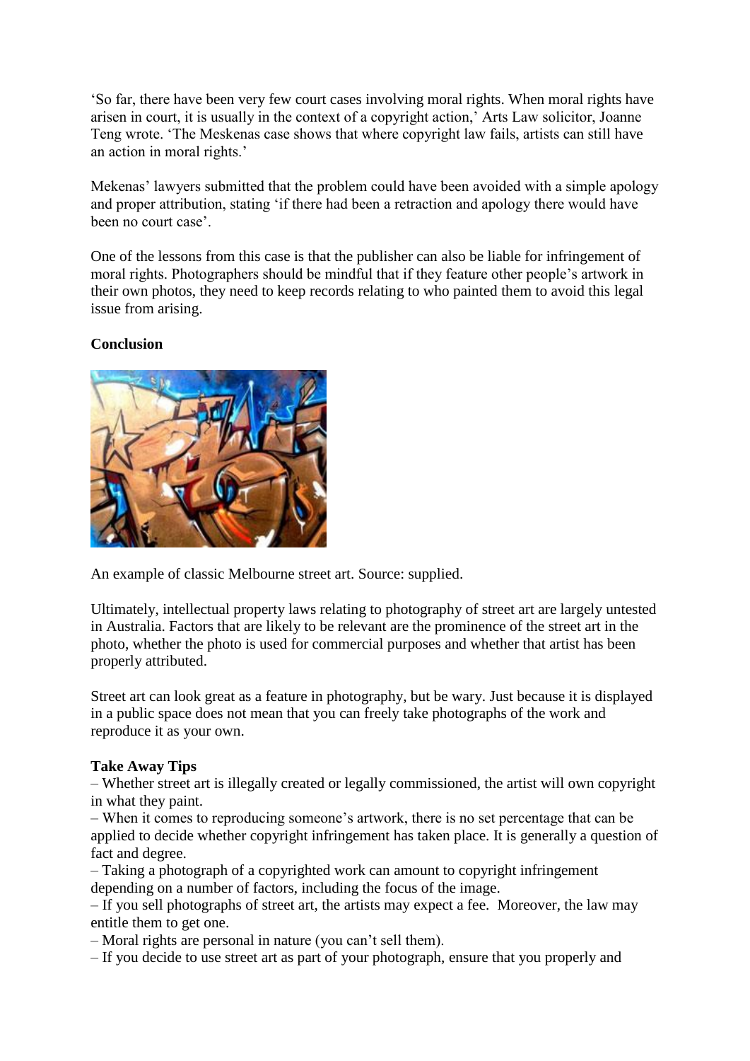'So far, there have been very few court cases involving moral rights. When moral rights have arisen in court, it is usually in the context of a copyright action,' Arts Law solicitor, Joanne Teng wrote. 'The Meskenas case shows that where copyright law fails, artists can still have an action in moral rights.'

Mekenas' lawyers submitted that the problem could have been avoided with a simple apology and proper attribution, stating 'if there had been a retraction and apology there would have been no court case'.

One of the lessons from this case is that the publisher can also be liable for infringement of moral rights. Photographers should be mindful that if they feature other people's artwork in their own photos, they need to keep records relating to who painted them to avoid this legal issue from arising.

**Conclusion**

An example of classic Melbourne street art. Source: supplied.

Ultimately, intellectual property laws relating to photography of street art are largely untested in Australia. Factors that are likely to be relevant are the prominence of the street art in the photo, whether the photo is used for commercial purposes and whether that artist has been properly attributed.

Street art can look great as a feature in photography, but be wary. Just because it is displayed in a public space does not mean that you can freely take photographs of the work and reproduce it as your own.

**Take Away Tips**

– Whether street art is illegally created or legally commissioned, the artist will own copyright in what they paint.
– When it comes to reproducing someone's artwork, there is no set percentage that can be applied to decide whether copyright infringement has taken place. It is generally a question of fact and degree.
– Taking a photograph of a copyrighted work can amount to copyright infringement depending on a number of factors, including the focus of the image.
– If you sell photographs of street art, the artists may expect a fee. Moreover, the law may entitle them to get one.
– Moral rights are personal in nature (you can't sell them).
– If you decide to use street art as part of your photograph, ensure that you properly and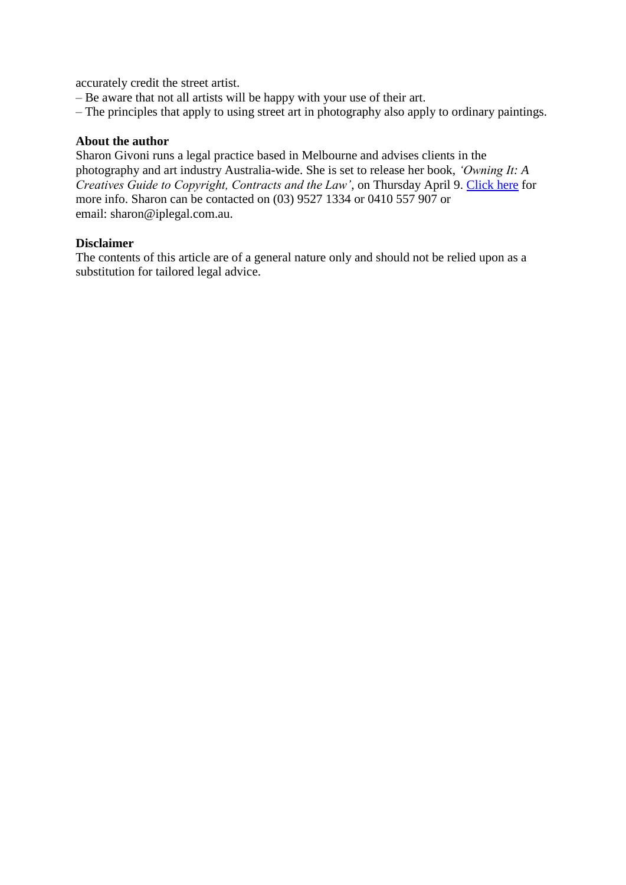accurately credit the street artist.

– Be aware that not all artists will be happy with your use of their art.

– The principles that apply to using street art in photography also apply to ordinary paintings.

**About the author**

Sharon Givoni runs a legal practice based in Melbourne and advises clients in the photography and art industry Australia-wide. She is set to release her book, *'Owning It: A Creatives Guide to Copyright, Contracts and the Law'*, on Thursday April 9. Click here for more info. Sharon can be contacted on (03) 9527 1334 or 0410 557 907 or email: sharon@iplegal.com.au.

**Disclaimer**

The contents of this article are of a general nature only and should not be relied upon as a substitution for tailored legal advice.